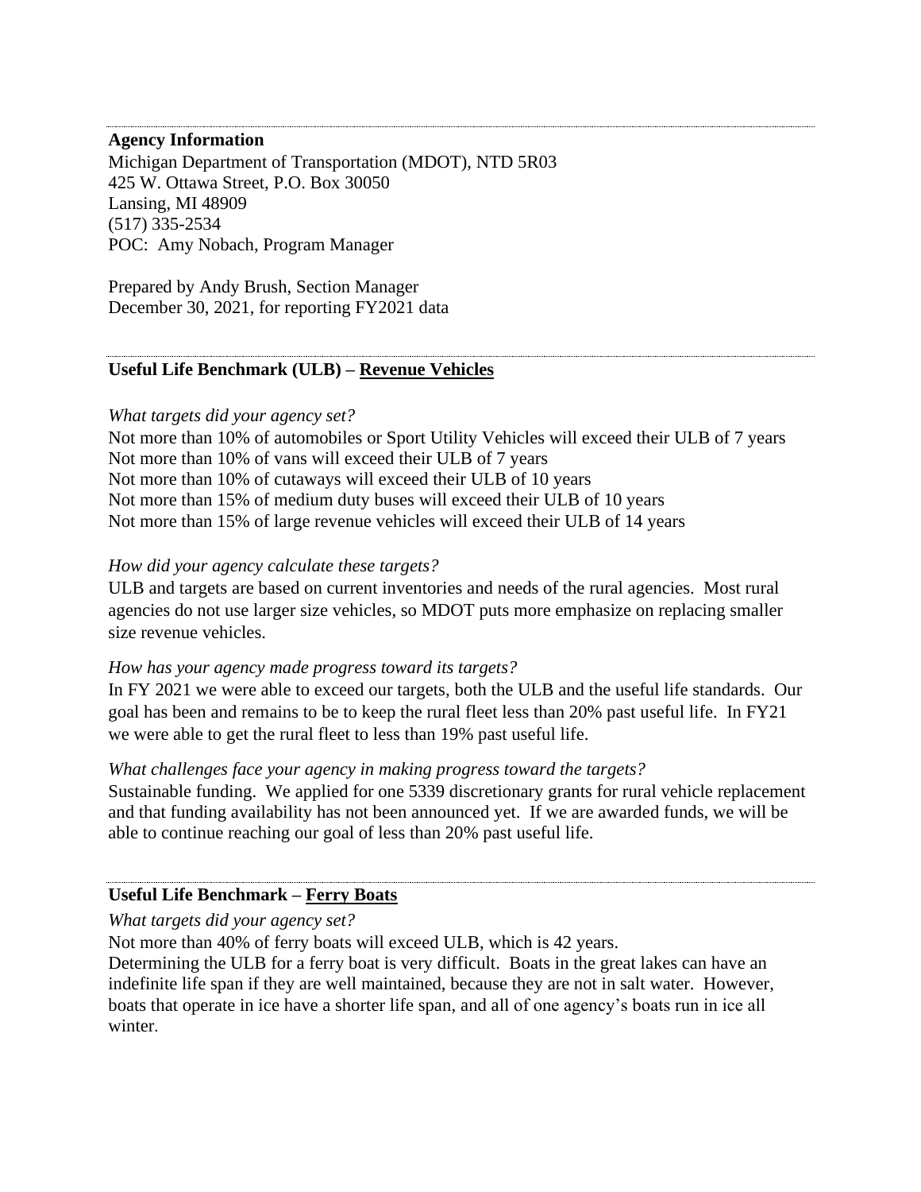**Agency Information**

Michigan Department of Transportation (MDOT), NTD 5R03
425 W. Ottawa Street, P.O. Box 30050
Lansing, MI 48909
(517) 335-2534
POC: Amy Nobach, Program Manager

Prepared by Andy Brush, Section Manager
December 30, 2021, for reporting FY2021 data

---

## Useful Life Benchmark (ULB) – <u>Revenue Vehicles</u>

*What targets did your agency set?*

Not more than 10% of automobiles or Sport Utility Vehicles will exceed their ULB of 7 years
Not more than 10% of vans will exceed their ULB of 7 years
Not more than 10% of cutaways will exceed their ULB of 10 years
Not more than 15% of medium duty buses will exceed their ULB of 10 years
Not more than 15% of large revenue vehicles will exceed their ULB of 14 years

*How did your agency calculate these targets?*

ULB and targets are based on current inventories and needs of the rural agencies. Most rural agencies do not use larger size vehicles, so MDOT puts more emphasize on replacing smaller size revenue vehicles.

*How has your agency made progress toward its targets?*

In FY 2021 we were able to exceed our targets, both the ULB and the useful life standards. Our goal has been and remains to be to keep the rural fleet less than 20% past useful life. In FY21 we were able to get the rural fleet to less than 19% past useful life.

*What challenges face your agency in making progress toward the targets?*

Sustainable funding. We applied for one 5339 discretionary grants for rural vehicle replacement and that funding availability has not been announced yet. If we are awarded funds, we will be able to continue reaching our goal of less than 20% past useful life.

---

## Useful Life Benchmark – <u>Ferry Boats</u>

*What targets did your agency set?*

Not more than 40% of ferry boats will exceed ULB, which is 42 years.
Determining the ULB for a ferry boat is very difficult. Boats in the great lakes can have an indefinite life span if they are well maintained, because they are not in salt water. However, boats that operate in ice have a shorter life span, and all of one agency's boats run in ice all winter.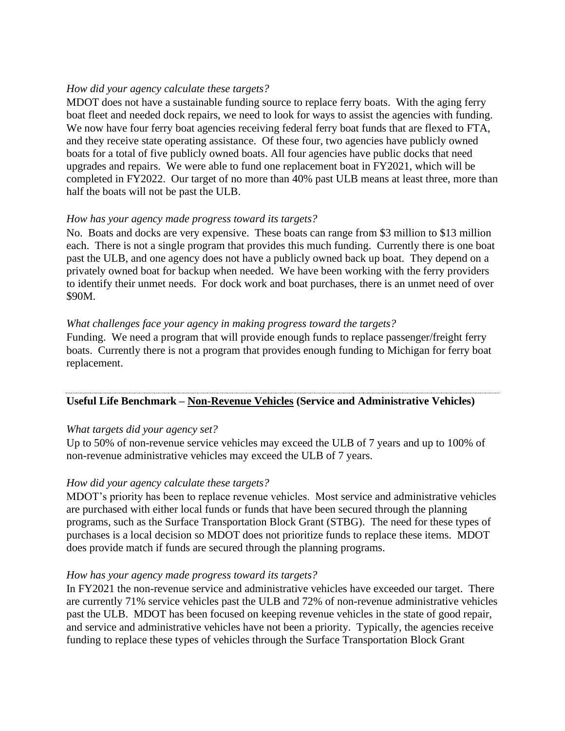*How did your agency calculate these targets?*

MDOT does not have a sustainable funding source to replace ferry boats. With the aging ferry boat fleet and needed dock repairs, we need to look for ways to assist the agencies with funding. We now have four ferry boat agencies receiving federal ferry boat funds that are flexed to FTA, and they receive state operating assistance. Of these four, two agencies have publicly owned boats for a total of five publicly owned boats. All four agencies have public docks that need upgrades and repairs. We were able to fund one replacement boat in FY2021, which will be completed in FY2022. Our target of no more than 40% past ULB means at least three, more than half the boats will not be past the ULB.

*How has your agency made progress toward its targets?*

No. Boats and docks are very expensive. These boats can range from $3 million to $13 million each. There is not a single program that provides this much funding. Currently there is one boat past the ULB, and one agency does not have a publicly owned back up boat. They depend on a privately owned boat for backup when needed. We have been working with the ferry providers to identify their unmet needs. For dock work and boat purchases, there is an unmet need of over $90M.

*What challenges face your agency in making progress toward the targets?*

Funding. We need a program that will provide enough funds to replace passenger/freight ferry boats. Currently there is not a program that provides enough funding to Michigan for ferry boat replacement.

---

**Useful Life Benchmark – <u>Non-Revenue Vehicles</u> (Service and Administrative Vehicles)**

*What targets did your agency set?*

Up to 50% of non-revenue service vehicles may exceed the ULB of 7 years and up to 100% of non-revenue administrative vehicles may exceed the ULB of 7 years.

*How did your agency calculate these targets?*

MDOT's priority has been to replace revenue vehicles. Most service and administrative vehicles are purchased with either local funds or funds that have been secured through the planning programs, such as the Surface Transportation Block Grant (STBG). The need for these types of purchases is a local decision so MDOT does not prioritize funds to replace these items. MDOT does provide match if funds are secured through the planning programs.

*How has your agency made progress toward its targets?*

In FY2021 the non-revenue service and administrative vehicles have exceeded our target. There are currently 71% service vehicles past the ULB and 72% of non-revenue administrative vehicles past the ULB. MDOT has been focused on keeping revenue vehicles in the state of good repair, and service and administrative vehicles have not been a priority. Typically, the agencies receive funding to replace these types of vehicles through the Surface Transportation Block Grant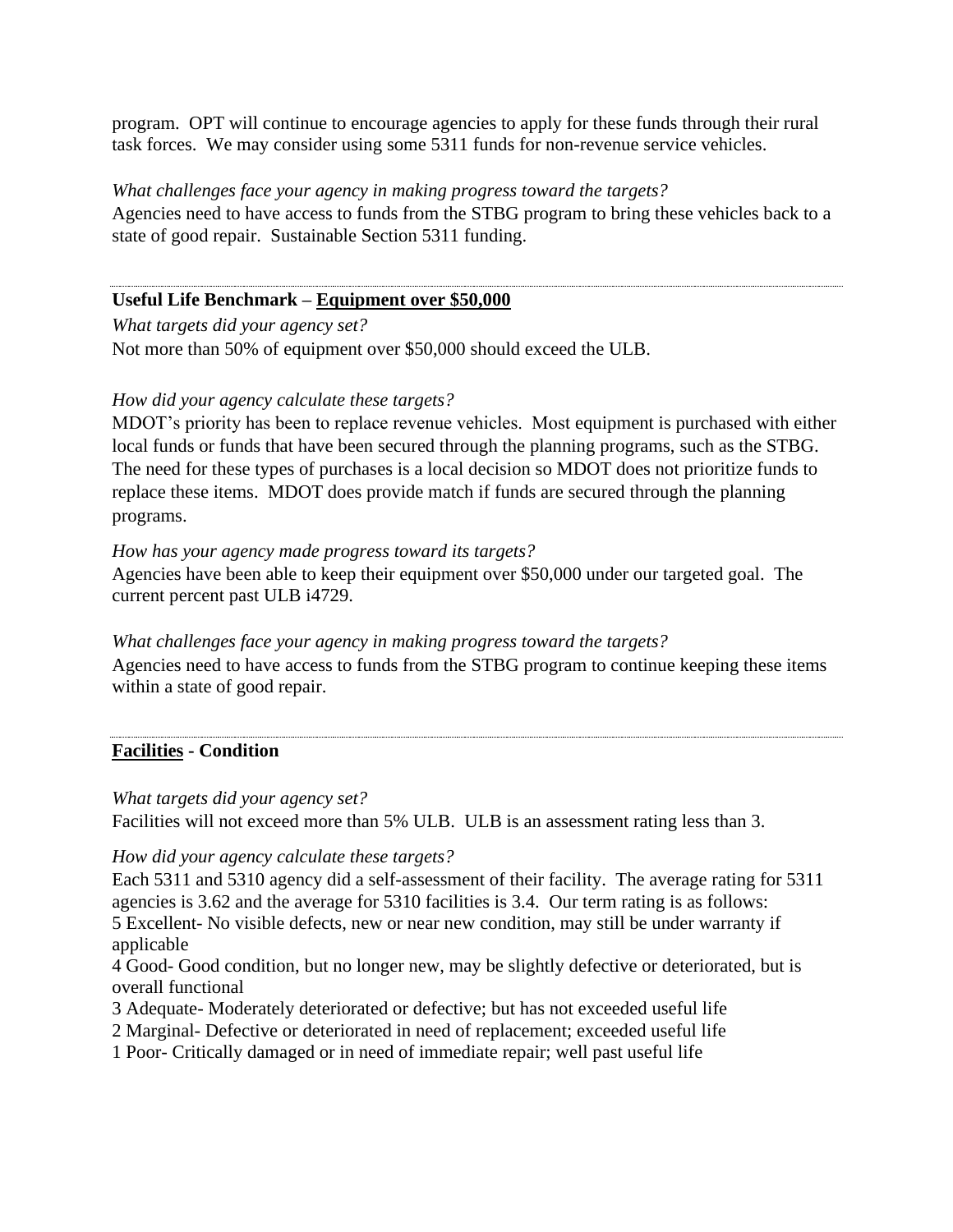program. OPT will continue to encourage agencies to apply for these funds through their rural task forces. We may consider using some 5311 funds for non-revenue service vehicles.

*What challenges face your agency in making progress toward the targets?*
Agencies need to have access to funds from the STBG program to bring these vehicles back to a state of good repair. Sustainable Section 5311 funding.

---

**Useful Life Benchmark – Equipment over $50,000**

*What targets did your agency set?*
Not more than 50% of equipment over $50,000 should exceed the ULB.

*How did your agency calculate these targets?*
MDOT's priority has been to replace revenue vehicles. Most equipment is purchased with either local funds or funds that have been secured through the planning programs, such as the STBG. The need for these types of purchases is a local decision so MDOT does not prioritize funds to replace these items. MDOT does provide match if funds are secured through the planning programs.

*How has your agency made progress toward its targets?*
Agencies have been able to keep their equipment over $50,000 under our targeted goal. The current percent past ULB i4729.

*What challenges face your agency in making progress toward the targets?*
Agencies need to have access to funds from the STBG program to continue keeping these items within a state of good repair.

---

**Facilities - Condition**

*What targets did your agency set?*
Facilities will not exceed more than 5% ULB. ULB is an assessment rating less than 3.

*How did your agency calculate these targets?*
Each 5311 and 5310 agency did a self-assessment of their facility. The average rating for 5311 agencies is 3.62 and the average for 5310 facilities is 3.4. Our term rating is as follows:
5 Excellent- No visible defects, new or near new condition, may still be under warranty if applicable
4 Good- Good condition, but no longer new, may be slightly defective or deteriorated, but is overall functional
3 Adequate- Moderately deteriorated or defective; but has not exceeded useful life
2 Marginal- Defective or deteriorated in need of replacement; exceeded useful life
1 Poor- Critically damaged or in need of immediate repair; well past useful life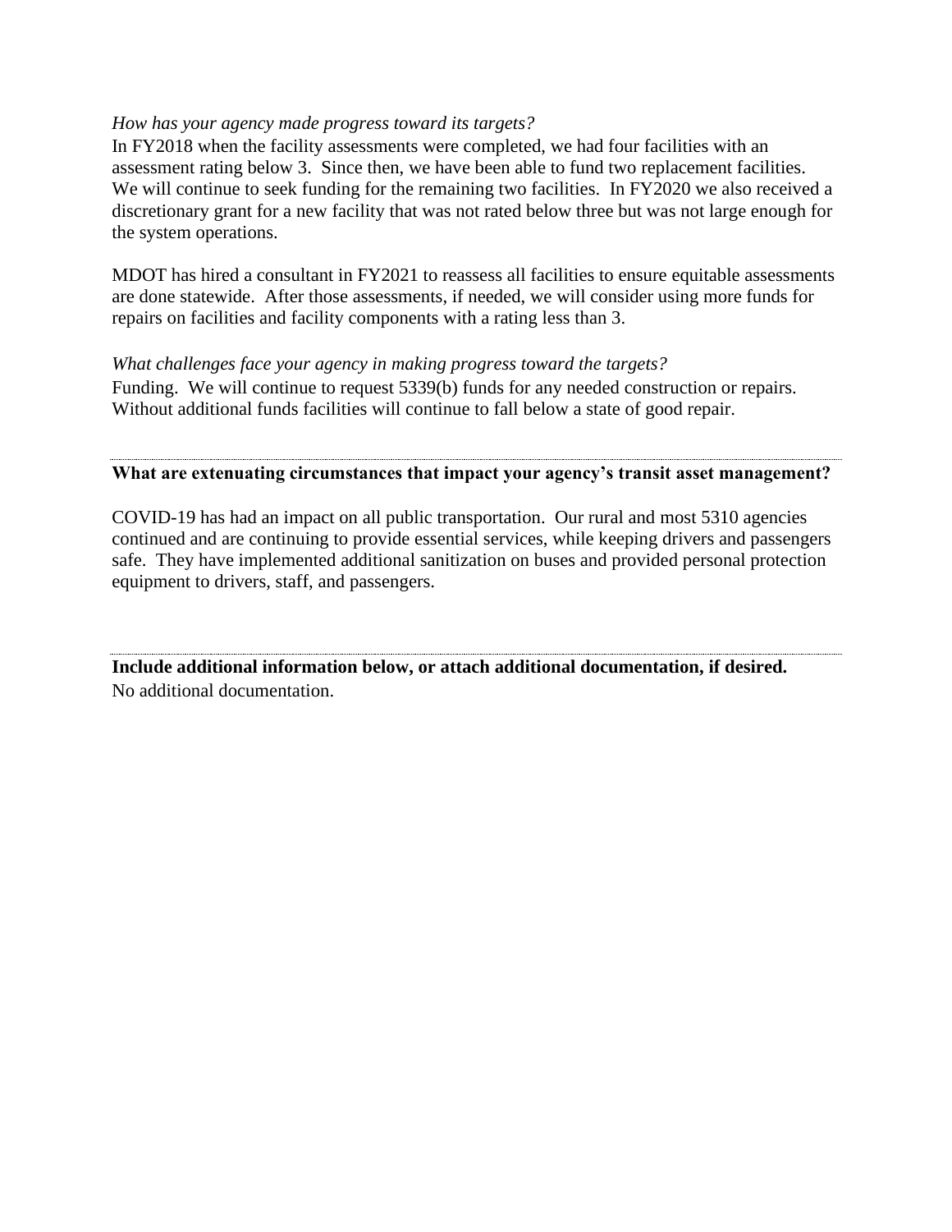*How has your agency made progress toward its targets?*

In FY2018 when the facility assessments were completed, we had four facilities with an assessment rating below 3. Since then, we have been able to fund two replacement facilities. We will continue to seek funding for the remaining two facilities. In FY2020 we also received a discretionary grant for a new facility that was not rated below three but was not large enough for the system operations.

MDOT has hired a consultant in FY2021 to reassess all facilities to ensure equitable assessments are done statewide. After those assessments, if needed, we will consider using more funds for repairs on facilities and facility components with a rating less than 3.

*What challenges face your agency in making progress toward the targets?*

Funding. We will continue to request 5339(b) funds for any needed construction or repairs. Without additional funds facilities will continue to fall below a state of good repair.

---

**What are extenuating circumstances that impact your agency's transit asset management?**

COVID-19 has had an impact on all public transportation. Our rural and most 5310 agencies continued and are continuing to provide essential services, while keeping drivers and passengers safe. They have implemented additional sanitization on buses and provided personal protection equipment to drivers, staff, and passengers.

---

**Include additional information below, or attach additional documentation, if desired.**

No additional documentation.